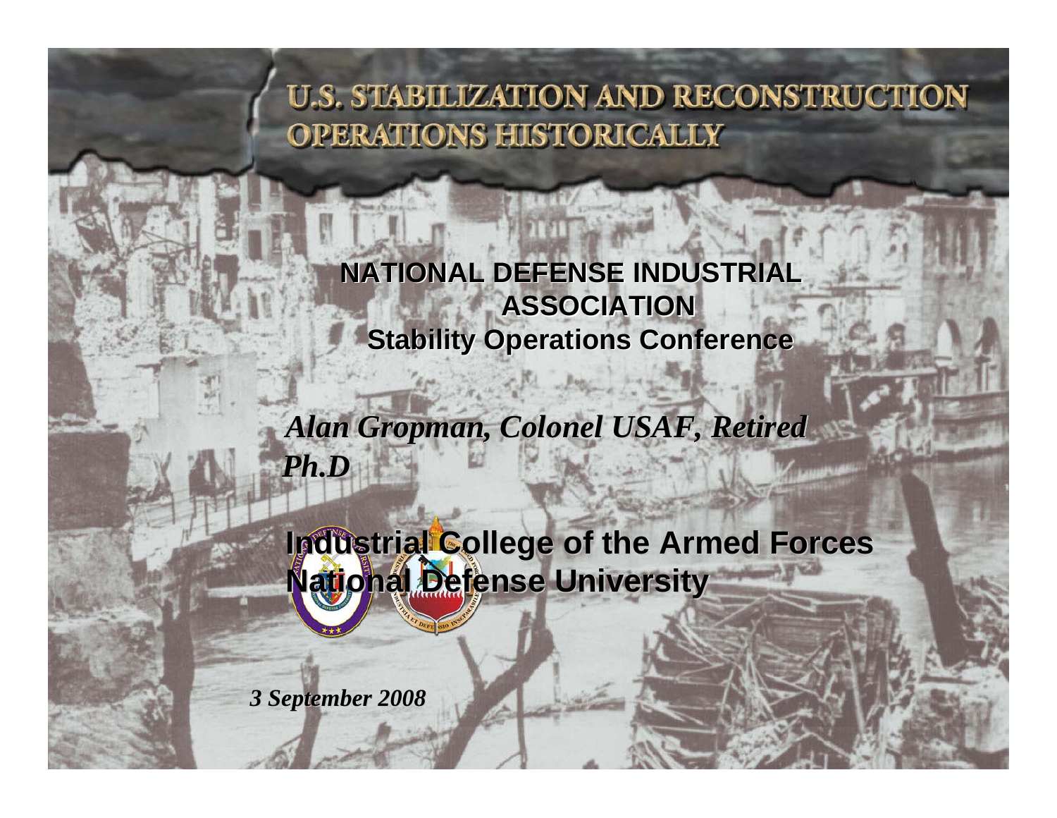# U.S. STABILIZATION AND RECONSTRUCTION OPERATIONS HISTORICALLY

**NATIONAL DEFENSE INDUSTRIAL ASSOCIATION**
**Stability Operations Conference**

***Alan Gropman, Colonel USAF, Retired Ph.D***

**Industrial College of the Armed Forces**
**National Defense University**

***3 September 2008***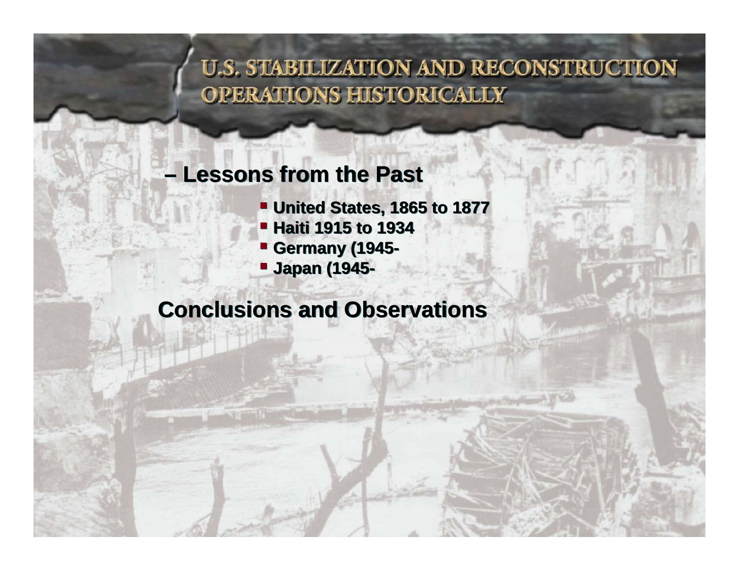# U.S. STABILIZATION AND RECONSTRUCTION OPERATIONS HISTORICALLY

– **Lessons from the Past**

- **United States, 1865 to 1877**
- **Haiti 1915 to 1934**
- **Germany (1945-**
- **Japan (1945-**

**Conclusions and Observations**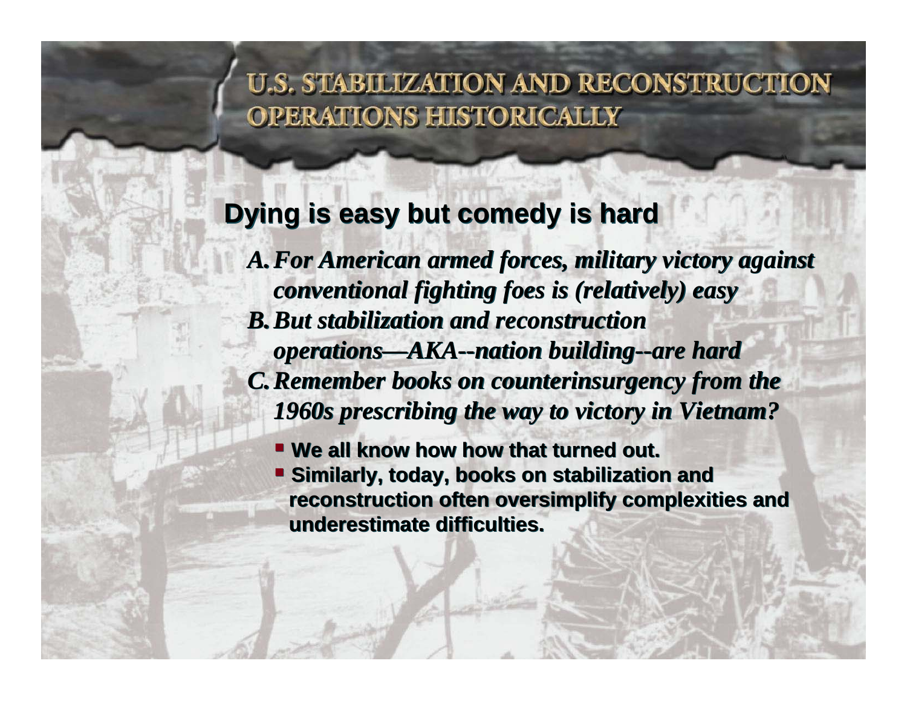# U.S. STABILIZATION AND RECONSTRUCTION OPERATIONS HISTORICALLY

## Dying is easy but comedy is hard

*A. For American armed forces, military victory against conventional fighting foes is (relatively) easy*

*B. But stabilization and reconstruction operations—AKA--nation building--are hard*

*C. Remember books on counterinsurgency from the 1960s prescribing the way to victory in Vietnam?*

- **We all know how how that turned out.**
- **Similarly, today, books on stabilization and reconstruction often oversimplify complexities and underestimate difficulties.**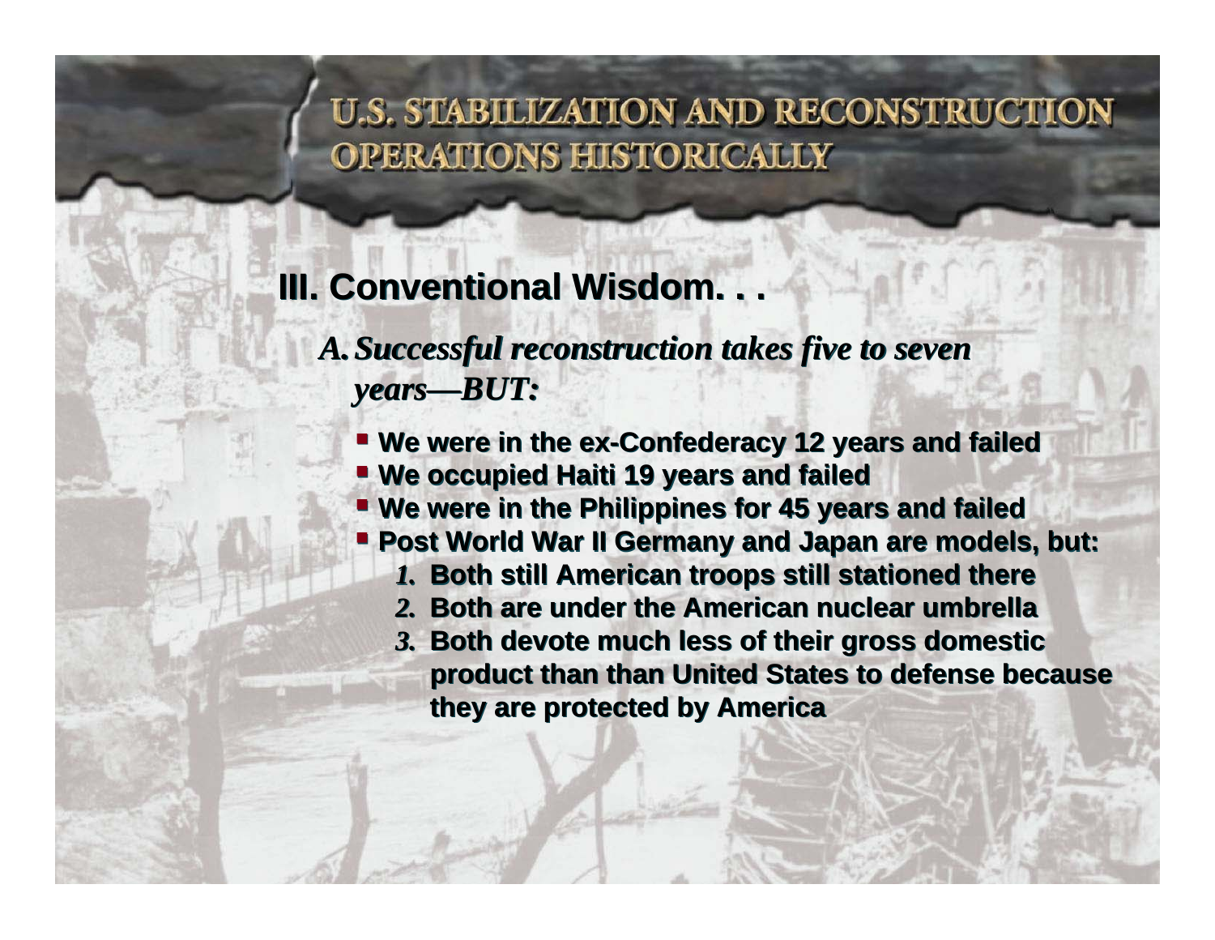# U.S. STABILIZATION AND RECONSTRUCTION OPERATIONS HISTORICALLY

## III. Conventional Wisdom. . .

*A. Successful reconstruction takes five to seven years—BUT:*

- **We were in the ex-Confederacy 12 years and failed**
- **We occupied Haiti 19 years and failed**
- **We were in the Philippines for 45 years and failed**
- **Post World War II Germany and Japan are models, but:**
  1. **Both still American troops still stationed there**
  2. **Both are under the American nuclear umbrella**
  3. **Both devote much less of their gross domestic product than than United States to defense because they are protected by America**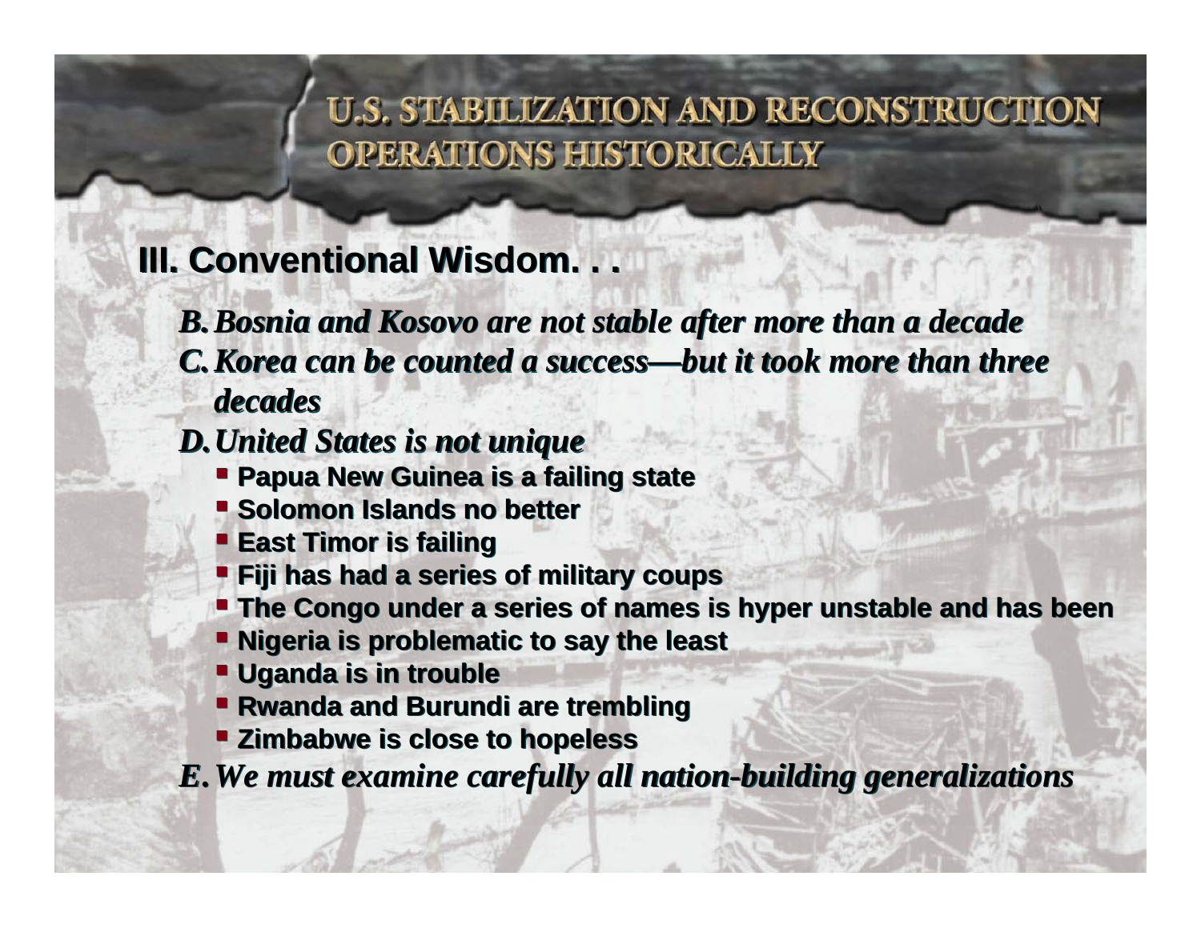# U.S. STABILIZATION AND RECONSTRUCTION OPERATIONS HISTORICALLY

## III. Conventional Wisdom. . .

*B. Bosnia and Kosovo are not stable after more than a decade*

*C. Korea can be counted a success—but it took more than three decades*

*D. United States is not unique*

- **Papua New Guinea is a failing state**
- **Solomon Islands no better**
- **East Timor is failing**
- **Fiji has had a series of military coups**
- **The Congo under a series of names is hyper unstable and has been**
- **Nigeria is problematic to say the least**
- **Uganda is in trouble**
- **Rwanda and Burundi are trembling**
- **Zimbabwe is close to hopeless**

*E. We must examine carefully all nation-building generalizations*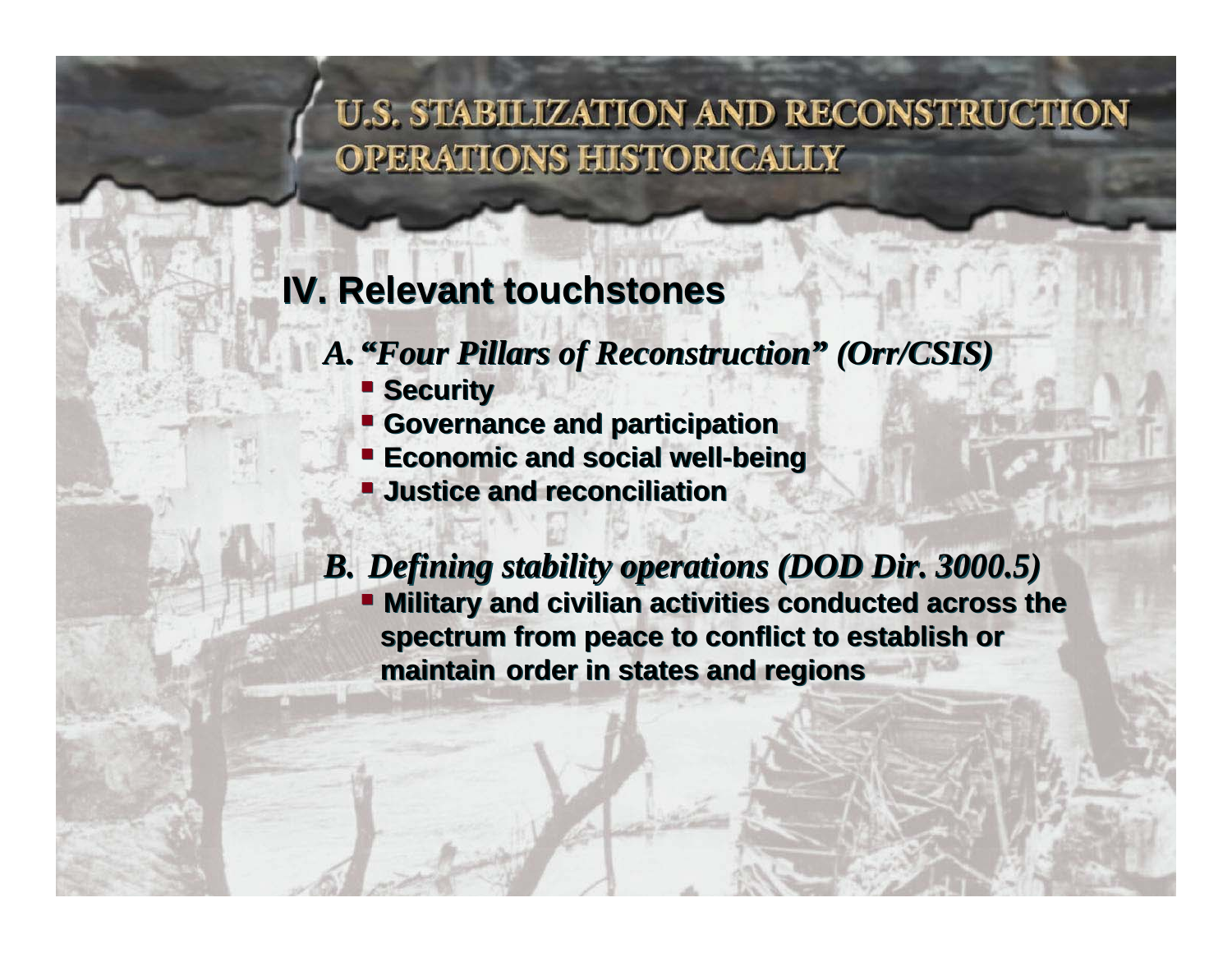# U.S. STABILIZATION AND RECONSTRUCTION OPERATIONS HISTORICALLY

## IV. Relevant touchstones

### *A. "Four Pillars of Reconstruction" (Orr/CSIS)*

- **Security**
- **Governance and participation**
- **Economic and social well-being**
- **Justice and reconciliation**

### *B. Defining stability operations (DOD Dir. 3000.5)*

- **Military and civilian activities conducted across the spectrum from peace to conflict to establish or maintain order in states and regions**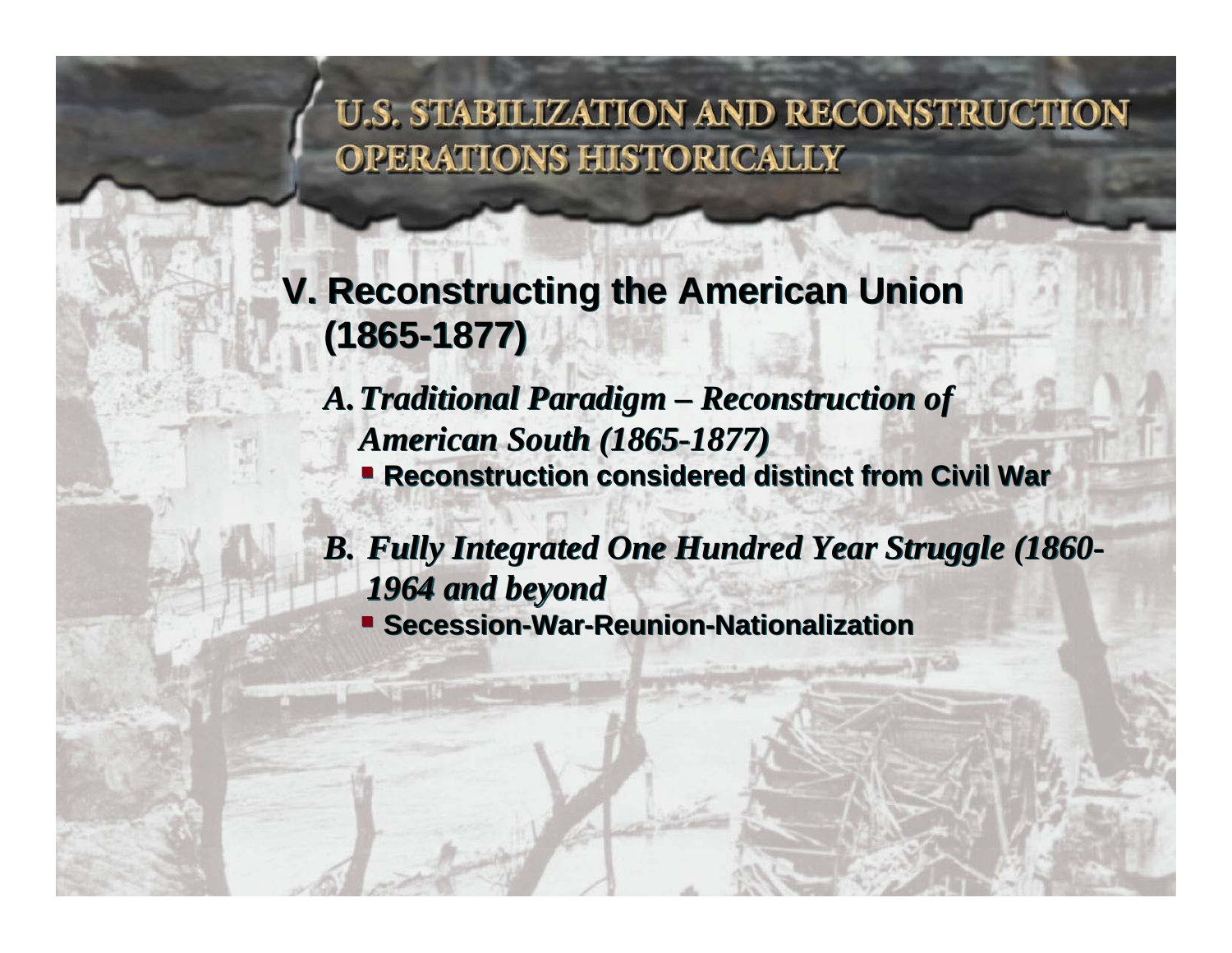# U.S. STABILIZATION AND RECONSTRUCTION OPERATIONS HISTORICALLY

## V. Reconstructing the American Union (1865-1877)

*A. Traditional Paradigm – Reconstruction of American South (1865-1877)*

- **Reconstruction considered distinct from Civil War**

*B. Fully Integrated One Hundred Year Struggle (1860-1964 and beyond*

- **Secession-War-Reunion-Nationalization**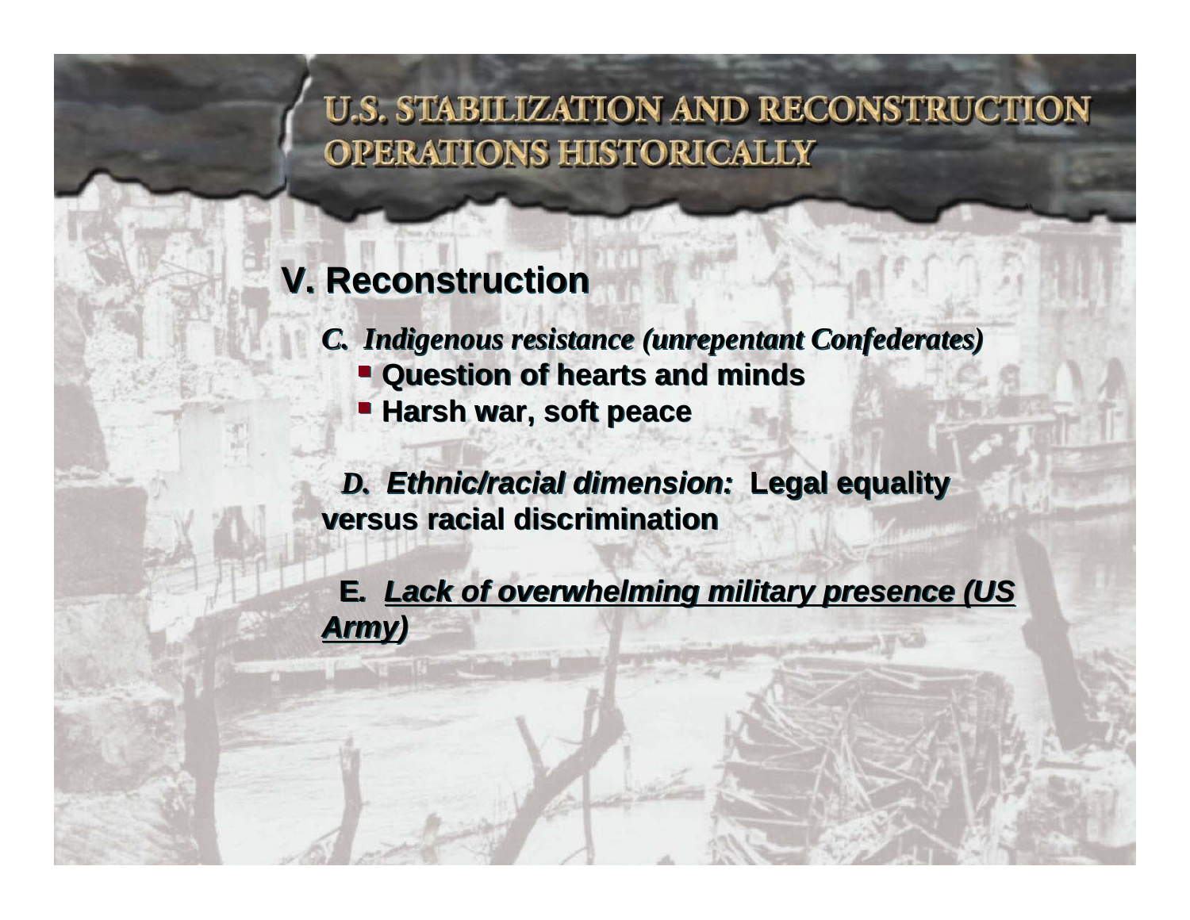# U.S. STABILIZATION AND RECONSTRUCTION OPERATIONS HISTORICALLY

## V. Reconstruction

*C. Indigenous resistance (unrepentant Confederates)*

- **Question of hearts and minds**
- **Harsh war, soft peace**

***D. Ethnic/racial dimension:*** **Legal equality versus racial discrimination**

**E.** ***<u>Lack of overwhelming military presence (US Army)</u>***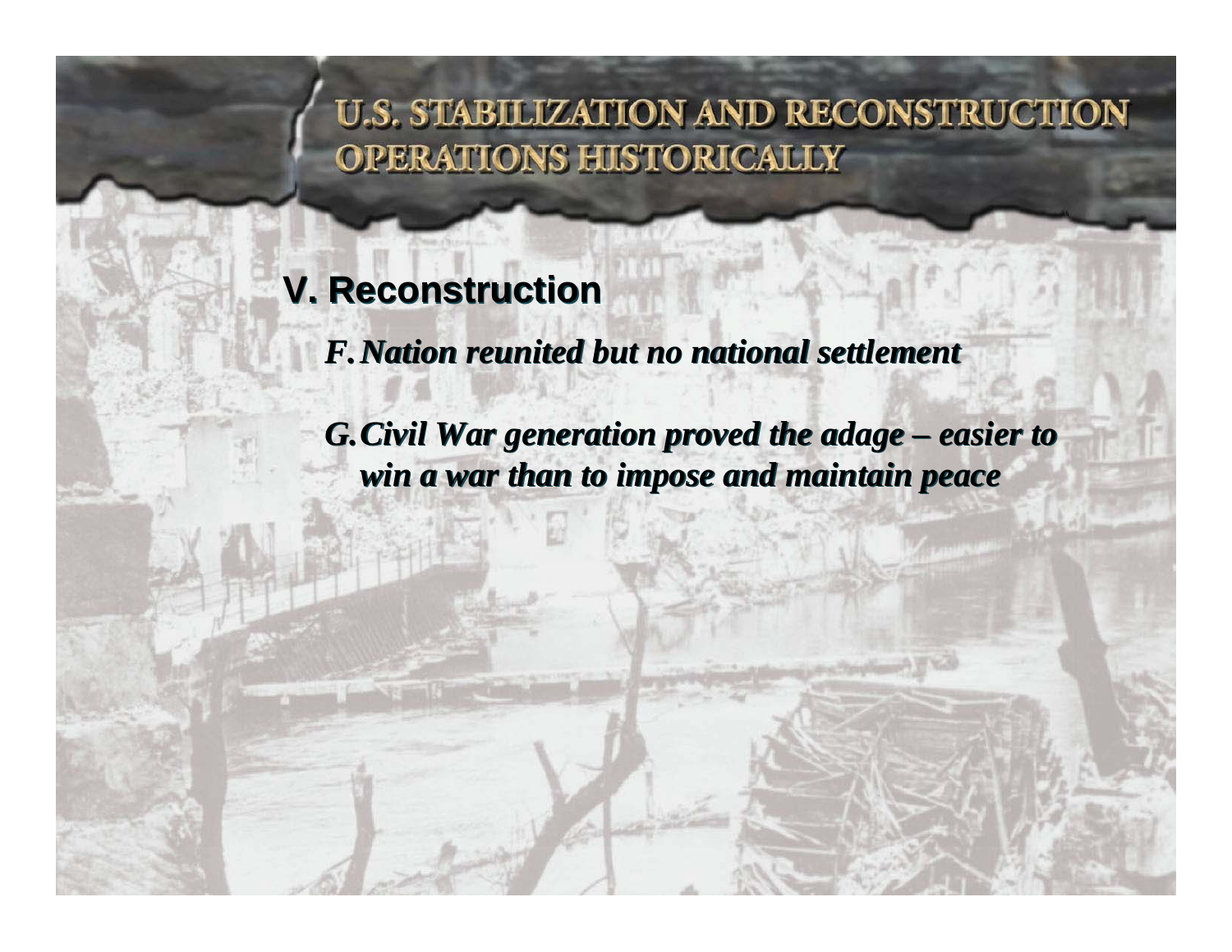# U.S. STABILIZATION AND RECONSTRUCTION OPERATIONS HISTORICALLY

## V. Reconstruction

*F. Nation reunited but no national settlement*

*G. Civil War generation proved the adage – easier to win a war than to impose and maintain peace*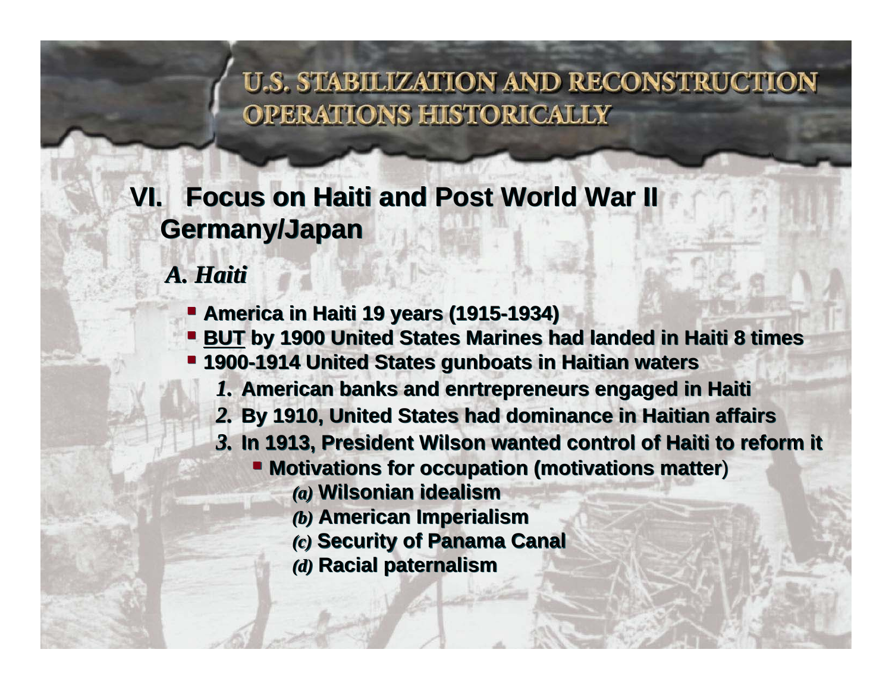# U.S. STABILIZATION AND RECONSTRUCTION OPERATIONS HISTORICALLY

## VI. Focus on Haiti and Post World War II Germany/Japan

### *A. Haiti*

- **America in Haiti 19 years (1915-1934)**
- **BUT by 1900 United States Marines had landed in Haiti 8 times**
- **1900-1914 United States gunboats in Haitian waters**
  1. **American banks and enrtrepreneurs engaged in Haiti**
  2. **By 1910, United States had dominance in Haitian affairs**
  3. **In 1913, President Wilson wanted control of Haiti to reform it**
     - **Motivations for occupation (motivations matter)**
       - *(a)* **Wilsonian idealism**
       - *(b)* **American Imperialism**
       - *(c)* **Security of Panama Canal**
       - *(d)* **Racial paternalism**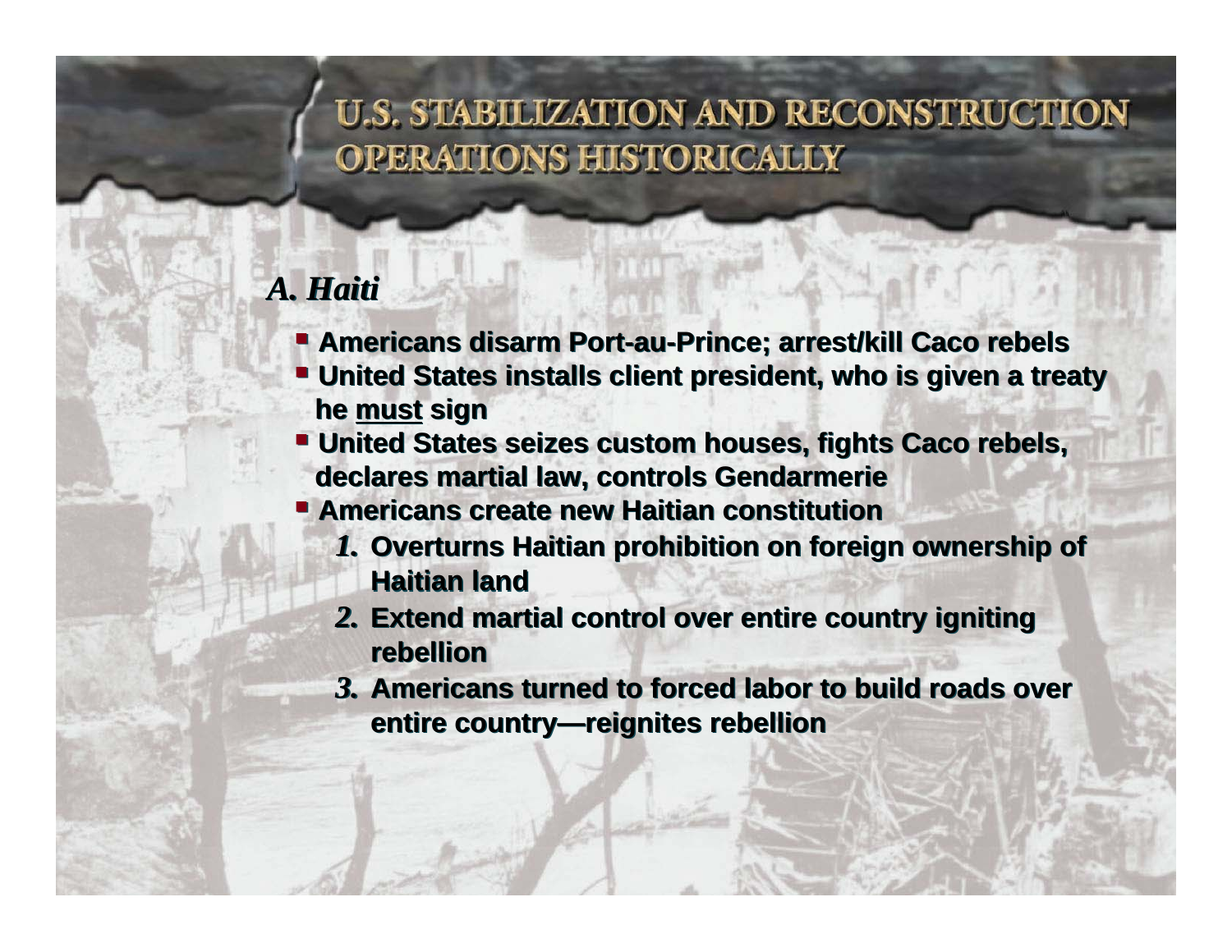# U.S. STABILIZATION AND RECONSTRUCTION OPERATIONS HISTORICALLY

## *A. Haiti*

- **Americans disarm Port-au-Prince; arrest/kill Caco rebels**
- **United States installs client president, who is given a treaty he <u>must</u> sign**
- **United States seizes custom houses, fights Caco rebels, declares martial law, controls Gendarmerie**
- **Americans create new Haitian constitution**
  1. **Overturns Haitian prohibition on foreign ownership of Haitian land**
  2. **Extend martial control over entire country igniting rebellion**
  3. **Americans turned to forced labor to build roads over entire country—reignites rebellion**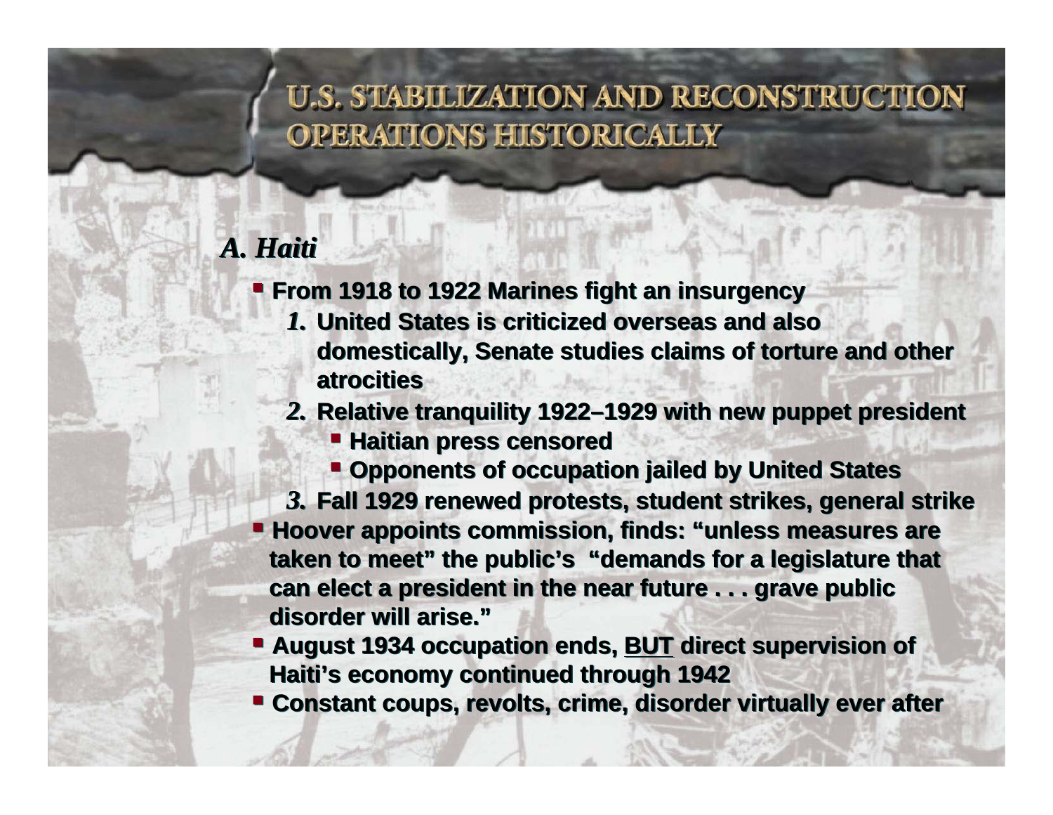# U.S. STABILIZATION AND RECONSTRUCTION OPERATIONS HISTORICALLY

## *A. Haiti*

- From 1918 to 1922 Marines fight an insurgency
  1. United States is criticized overseas and also domestically, Senate studies claims of torture and other atrocities
  2. Relative tranquility 1922–1929 with new puppet president
     - Haitian press censored
     - Opponents of occupation jailed by United States
  3. Fall 1929 renewed protests, student strikes, general strike
- Hoover appoints commission, finds: "unless measures are taken to meet" the public's "demands for a legislature that can elect a president in the near future . . . grave public disorder will arise."
- August 1934 occupation ends, <u>BUT</u> direct supervision of Haiti's economy continued through 1942
- Constant coups, revolts, crime, disorder virtually ever after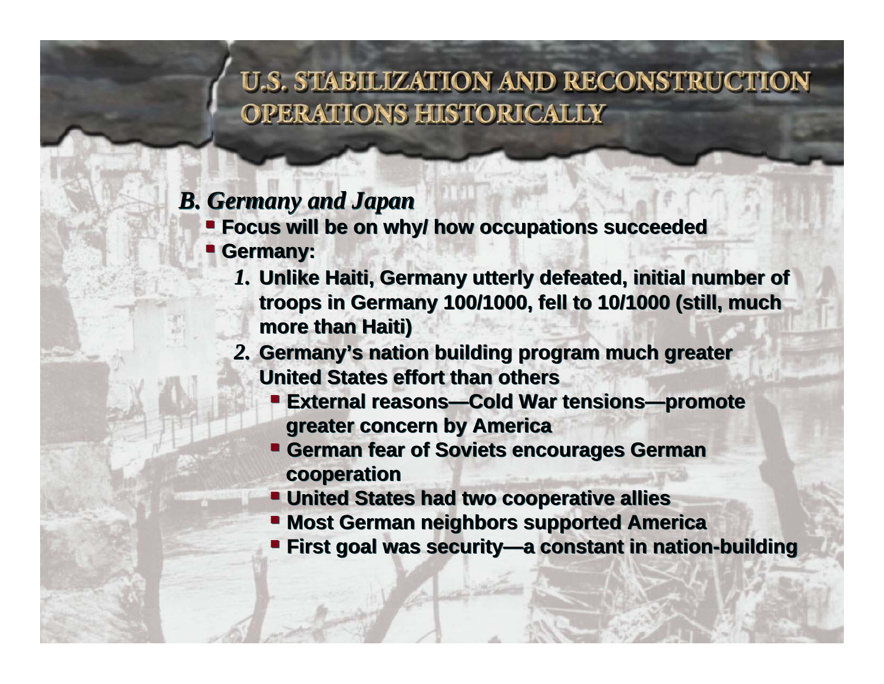# U.S. STABILIZATION AND RECONSTRUCTION OPERATIONS HISTORICALLY

## *B. Germany and Japan*

- **Focus will be on why/ how occupations succeeded**
- **Germany:**
  1. **Unlike Haiti, Germany utterly defeated, initial number of troops in Germany 100/1000, fell to 10/1000 (still, much more than Haiti)**
  2. **Germany's nation building program much greater United States effort than others**
     - **External reasons—Cold War tensions—promote greater concern by America**
     - **German fear of Soviets encourages German cooperation**
     - **United States had two cooperative allies**
     - **Most German neighbors supported America**
     - **First goal was security—a constant in nation-building**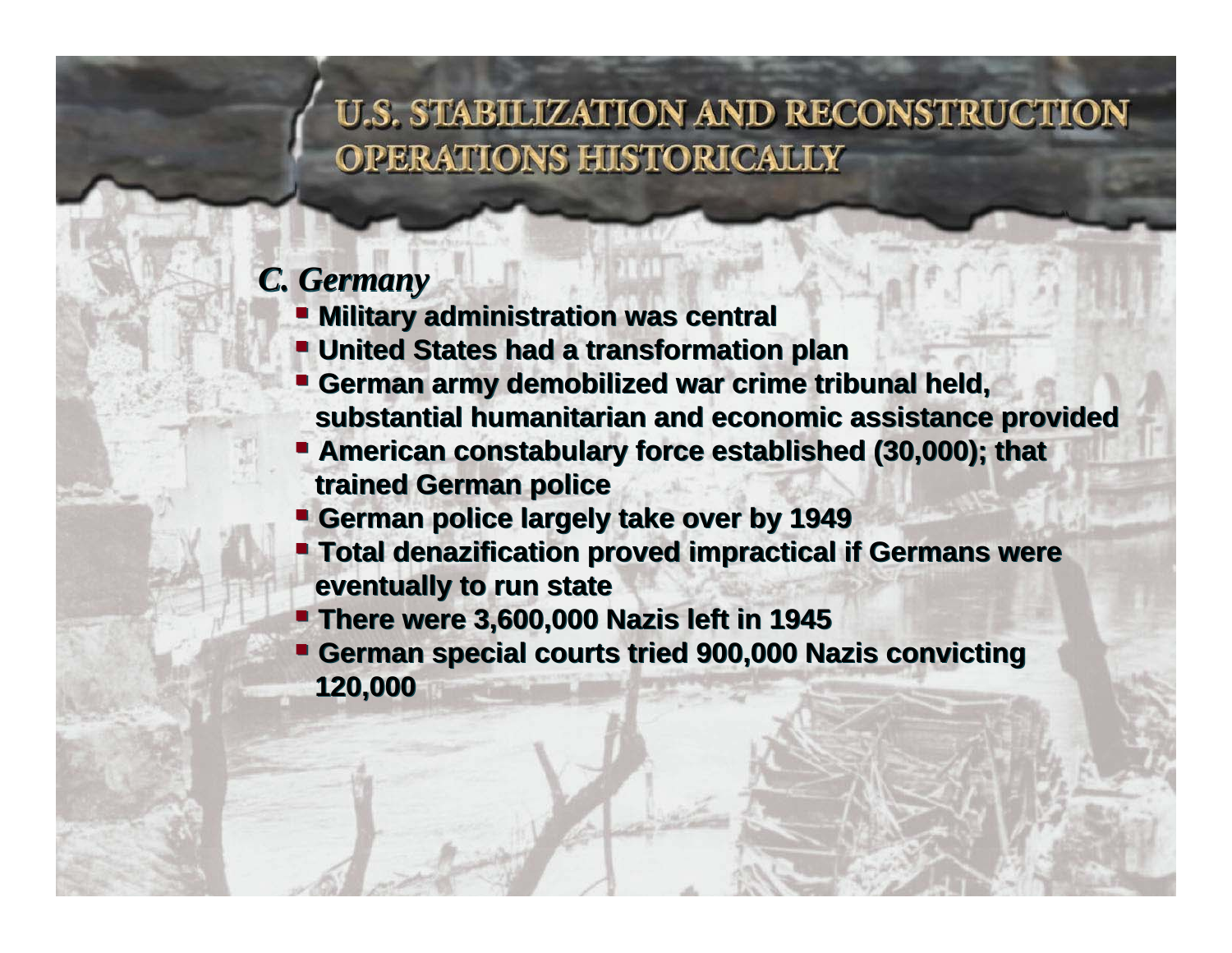# U.S. STABILIZATION AND RECONSTRUCTION OPERATIONS HISTORICALLY

## *C. Germany*

- **Military administration was central**
- **United States had a transformation plan**
- **German army demobilized war crime tribunal held, substantial humanitarian and economic assistance provided**
- **American constabulary force established (30,000); that trained German police**
- **German police largely take over by 1949**
- **Total denazification proved impractical if Germans were eventually to run state**
- **There were 3,600,000 Nazis left in 1945**
- **German special courts tried 900,000 Nazis convicting 120,000**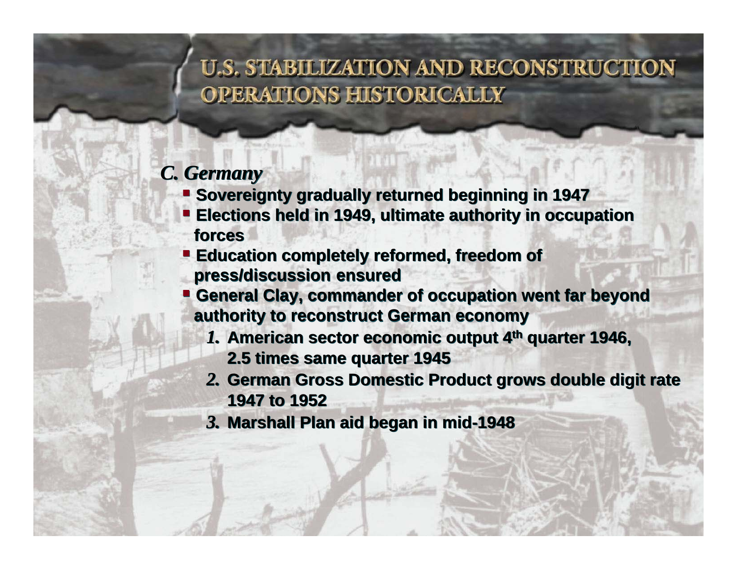# U.S. STABILIZATION AND RECONSTRUCTION OPERATIONS HISTORICALLY

## *C. Germany*

- **Sovereignty gradually returned beginning in 1947**
- **Elections held in 1949, ultimate authority in occupation forces**
- **Education completely reformed, freedom of press/discussion ensured**
- **General Clay, commander of occupation went far beyond authority to reconstruct German economy**
  1. **American sector economic output 4th quarter 1946, 2.5 times same quarter 1945**
  2. **German Gross Domestic Product grows double digit rate 1947 to 1952**
  3. **Marshall Plan aid began in mid-1948**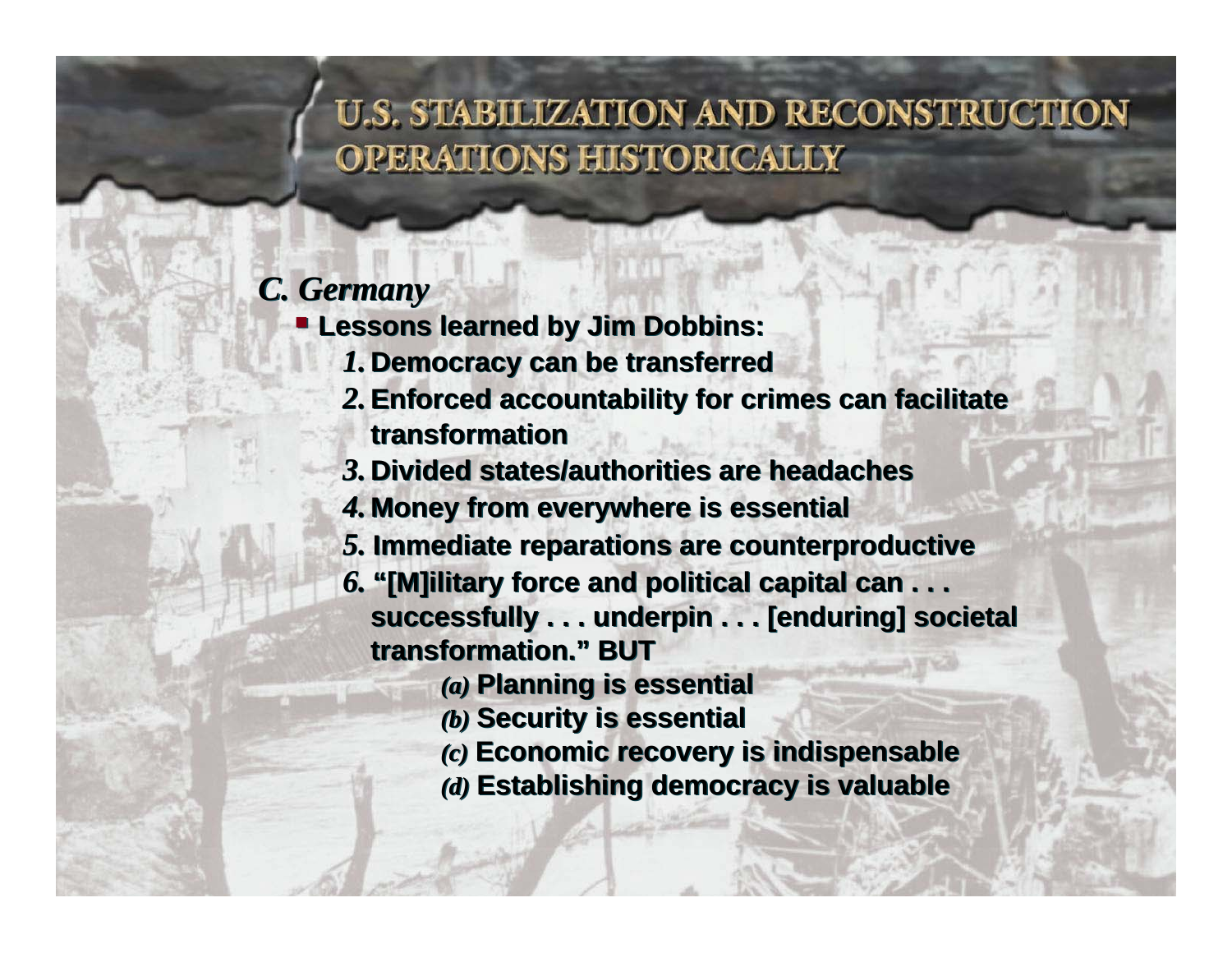# U.S. STABILIZATION AND RECONSTRUCTION OPERATIONS HISTORICALLY

## *C. Germany*

- **Lessons learned by Jim Dobbins:**
  1. **Democracy can be transferred**
  2. **Enforced accountability for crimes can facilitate transformation**
  3. **Divided states/authorities are headaches**
  4. **Money from everywhere is essential**
  5. **Immediate reparations are counterproductive**
  6. **"[M]ilitary force and political capital can . . . successfully . . . underpin . . . [enduring] societal transformation." BUT**
     - *(a)* **Planning is essential**
     - *(b)* **Security is essential**
     - *(c)* **Economic recovery is indispensable**
     - *(d)* **Establishing democracy is valuable**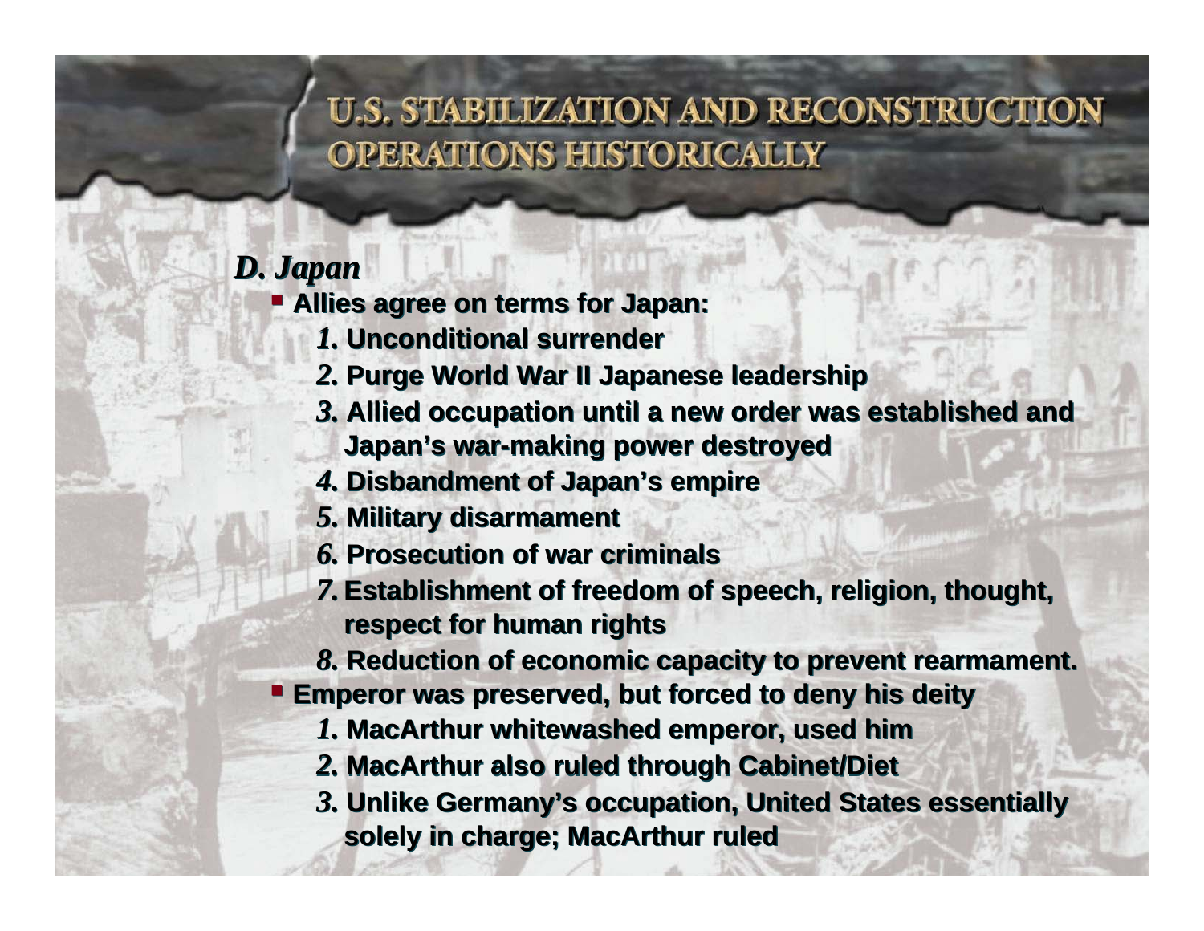# U.S. STABILIZATION AND RECONSTRUCTION OPERATIONS HISTORICALLY

## *D. Japan*

- **Allies agree on terms for Japan:**
  - ***1.*** **Unconditional surrender**
  - ***2.*** **Purge World War II Japanese leadership**
  - ***3.*** **Allied occupation until a new order was established and Japan's war-making power destroyed**
  - ***4.*** **Disbandment of Japan's empire**
  - ***5.*** **Military disarmament**
  - ***6.*** **Prosecution of war criminals**
  - ***7.*** **Establishment of freedom of speech, religion, thought, respect for human rights**
  - ***8.*** **Reduction of economic capacity to prevent rearmament.**
- **Emperor was preserved, but forced to deny his deity**
  - ***1.*** **MacArthur whitewashed emperor, used him**
  - ***2.*** **MacArthur also ruled through Cabinet/Diet**
  - ***3.*** **Unlike Germany's occupation, United States essentially solely in charge; MacArthur ruled**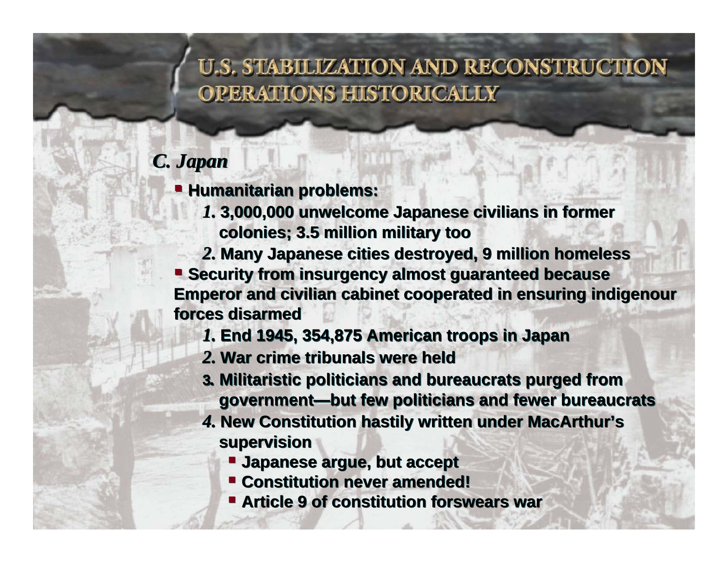# U.S. STABILIZATION AND RECONSTRUCTION OPERATIONS HISTORICALLY

## *C. Japan*

- **Humanitarian problems:**
  - ***1.*** **3,000,000 unwelcome Japanese civilians in former colonies; 3.5 million military too**
  - ***2.*** **Many Japanese cities destroyed, 9 million homeless**
- **Security from insurgency almost guaranteed because Emperor and civilian cabinet cooperated in ensuring indigenour forces disarmed**
  - ***1.*** **End 1945, 354,875 American troops in Japan**
  - ***2.*** **War crime tribunals were held**
  - **3. Militaristic politicians and bureaucrats purged from government—but few politicians and fewer bureaucrats**
  - ***4.*** **New Constitution hastily written under MacArthur's supervision**
    - **Japanese argue, but accept**
    - **Constitution never amended!**
    - **Article 9 of constitution forswears war**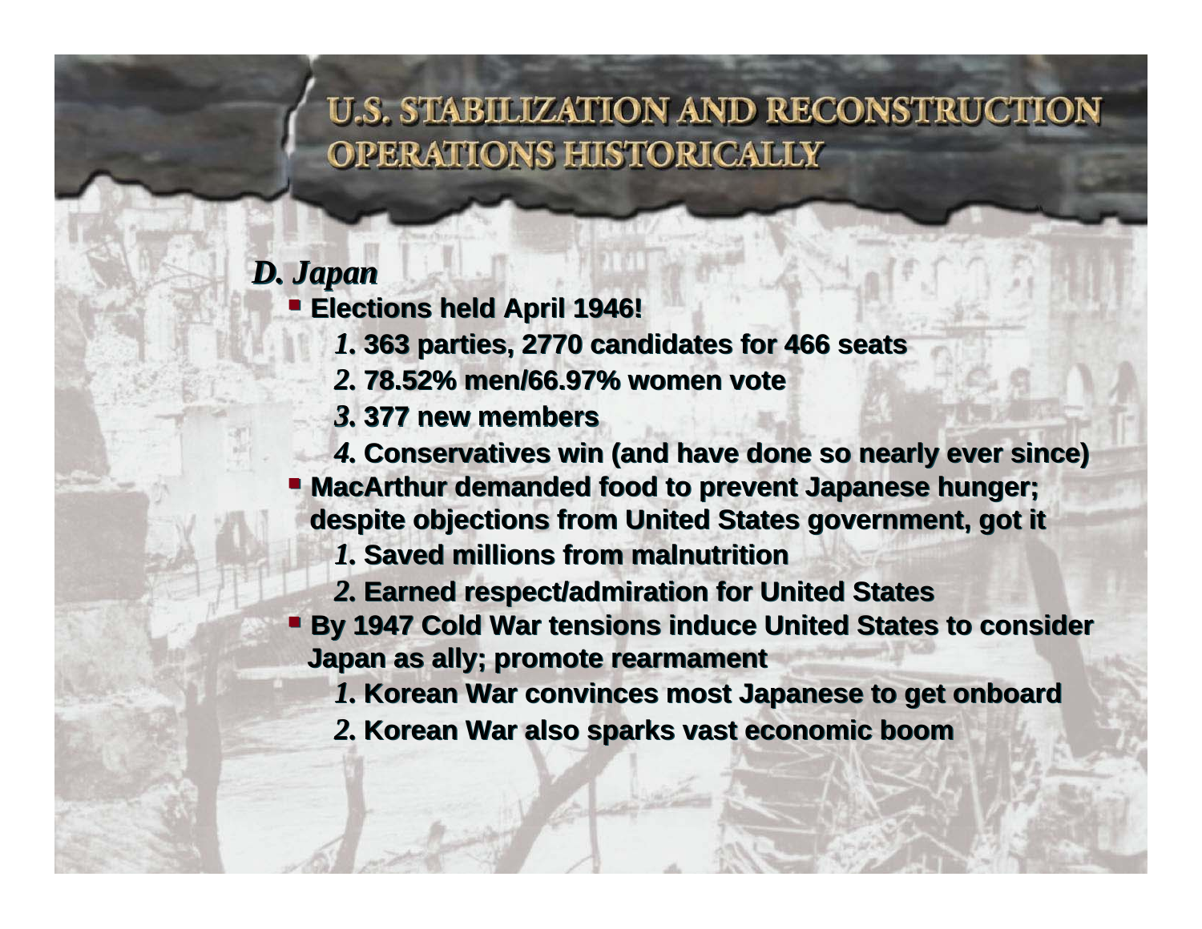# U.S. STABILIZATION AND RECONSTRUCTION OPERATIONS HISTORICALLY

***D. Japan***

- **Elections held April 1946!**
  1. **363 parties, 2770 candidates for 466 seats**
  2. **78.52% men/66.97% women vote**
  3. **377 new members**
  4. **Conservatives win (and have done so nearly ever since)**
- **MacArthur demanded food to prevent Japanese hunger; despite objections from United States government, got it**
  1. **Saved millions from malnutrition**
  2. **Earned respect/admiration for United States**
- **By 1947 Cold War tensions induce United States to consider Japan as ally; promote rearmament**
  1. **Korean War convinces most Japanese to get onboard**
  2. **Korean War also sparks vast economic boom**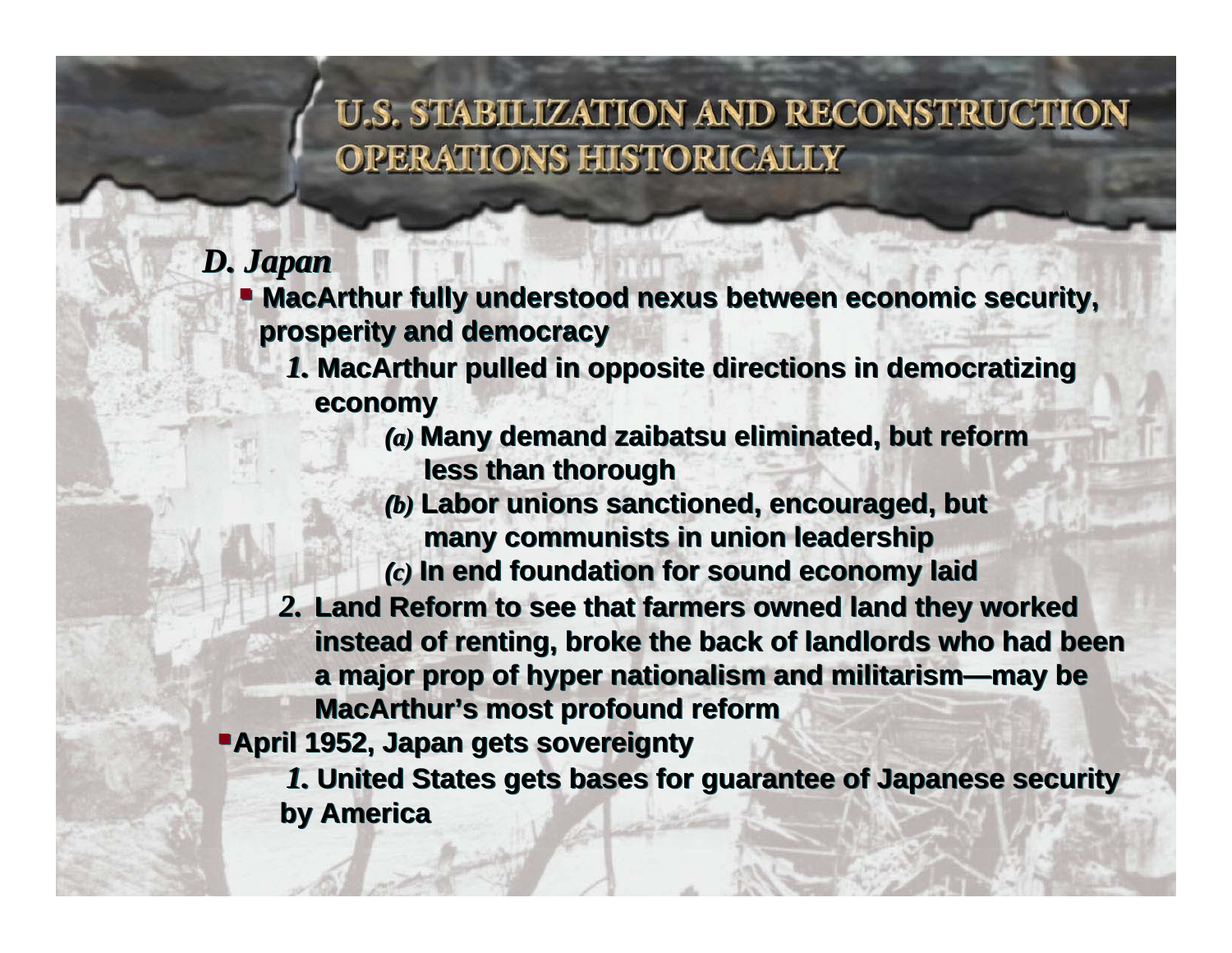# U.S. STABILIZATION AND RECONSTRUCTION OPERATIONS HISTORICALLY

## *D. Japan*

- **MacArthur fully understood nexus between economic security, prosperity and democracy**
  - ***1.*** **MacArthur pulled in opposite directions in democratizing economy**
    - ***(a)*** **Many demand zaibatsu eliminated, but reform less than thorough**
    - ***(b)*** **Labor unions sanctioned, encouraged, but many communists in union leadership**
    - ***(c)*** **In end foundation for sound economy laid**
  - ***2.*** **Land Reform to see that farmers owned land they worked instead of renting, broke the back of landlords who had been a major prop of hyper nationalism and militarism—may be MacArthur's most profound reform**
- **April 1952, Japan gets sovereignty**
  - ***1.*** **United States gets bases for guarantee of Japanese security by America**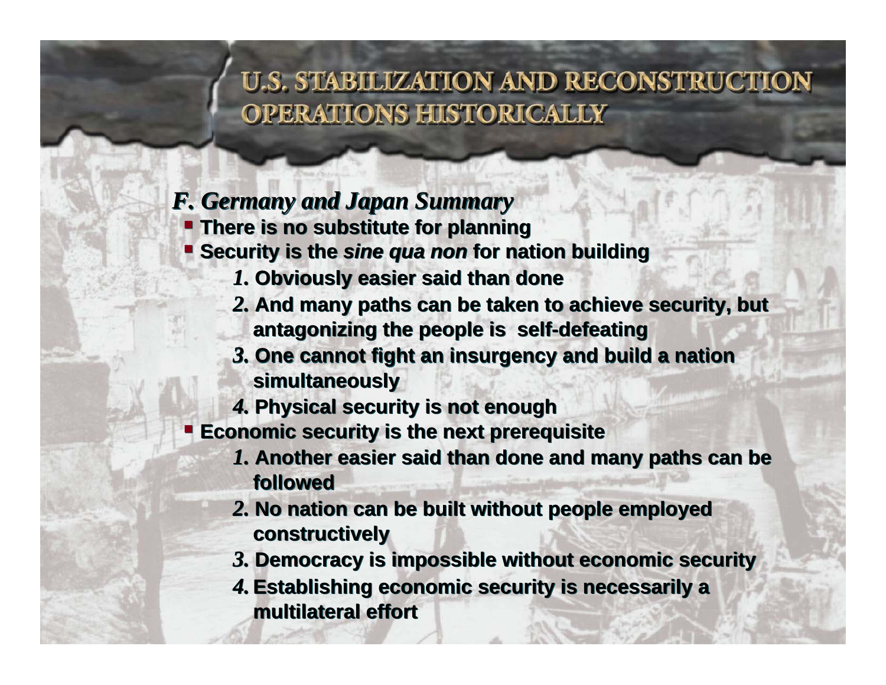# U.S. STABILIZATION AND RECONSTRUCTION OPERATIONS HISTORICALLY

## *F. Germany and Japan Summary*

- **There is no substitute for planning**
- **Security is the *sine qua non* for nation building**
    1. **Obviously easier said than done**
    2. **And many paths can be taken to achieve security, but antagonizing the people is self-defeating**
    3. **One cannot fight an insurgency and build a nation simultaneously**
    4. **Physical security is not enough**
- **Economic security is the next prerequisite**
    1. **Another easier said than done and many paths can be followed**
    2. **No nation can be built without people employed constructively**
    3. **Democracy is impossible without economic security**
    4. **Establishing economic security is necessarily a multilateral effort**